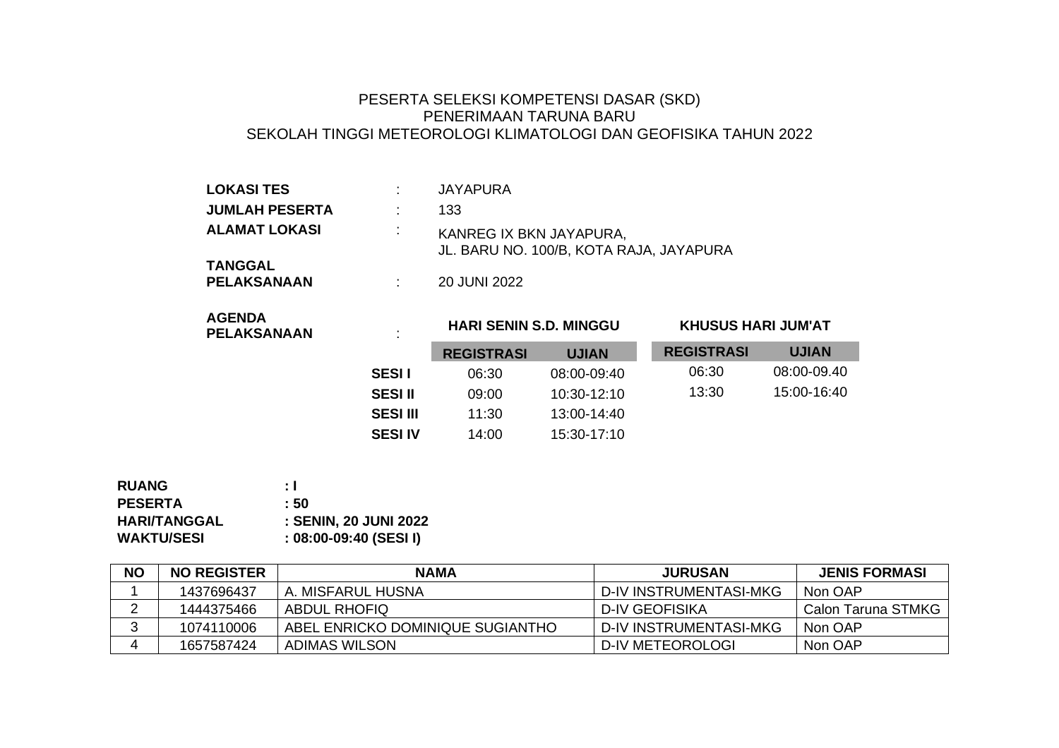# PESERTA SELEKSI KOMPETENSI DASAR (SKD)
# PENERIMAAN TARUNA BARU
# SEKOLAH TINGGI METEOROLOGI KLIMATOLOGI DAN GEOFISIKA TAHUN 2022

| | | |
|---|---|---|
| **LOKASI TES** | : | JAYAPURA |
| **JUMLAH PESERTA** | : | 133 |
| **ALAMAT LOKASI** | : | KANREG IX BKN JAYAPURA, JL. BARU NO. 100/B, KOTA RAJA, JAYAPURA |
| **TANGGAL PELAKSANAAN** | : | 20 JUNI 2022 |

**AGENDA PELAKSANAAN** :

| | HARI SENIN S.D. MINGGU | | KHUSUS HARI JUM'AT | |
|---|---|---|---|---|
| | **REGISTRASI** | **UJIAN** | **REGISTRASI** | **UJIAN** |
| **SESI I** | 06:30 | 08:00-09:40 | 06:30 | 08:00-09.40 |
| **SESI II** | 09:00 | 10:30-12:10 | 13:30 | 15:00-16:40 |
| **SESI III** | 11:30 | 13:00-14:40 | | |
| **SESI IV** | 14:00 | 15:30-17:10 | | |

**RUANG** : I
**PESERTA** : 50
**HARI/TANGGAL** : SENIN, 20 JUNI 2022
**WAKTU/SESI** : 08:00-09:40 (SESI I)

| NO | NO REGISTER | NAMA | JURUSAN | JENIS FORMASI |
|---|---|---|---|---|
| 1 | 1437696437 | A. MISFARUL HUSNA | D-IV INSTRUMENTASI-MKG | Non OAP |
| 2 | 1444375466 | ABDUL RHOFIQ | D-IV GEOFISIKA | Calon Taruna STMKG |
| 3 | 1074110006 | ABEL ENRICKO DOMINIQUE SUGIANTHO | D-IV INSTRUMENTASI-MKG | Non OAP |
| 4 | 1657587424 | ADIMAS WILSON | D-IV METEOROLOGI | Non OAP |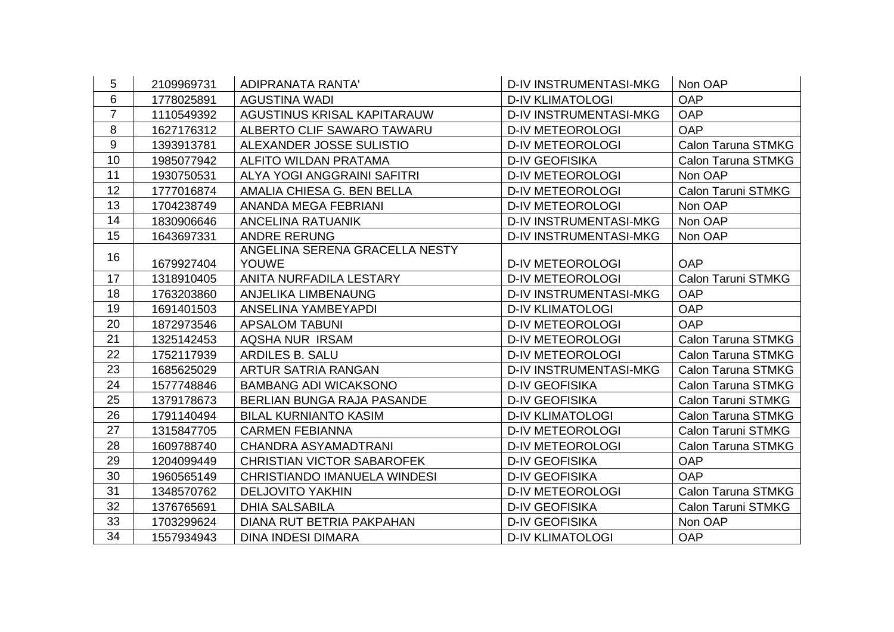| 5 | 2109969731 | ADIPRANATA RANTA' | D-IV INSTRUMENTASI-MKG | Non OAP |
|---|---|---|---|---|
| 6 | 1778025891 | AGUSTINA WADI | D-IV KLIMATOLOGI | OAP |
| 7 | 1110549392 | AGUSTINUS KRISAL KAPITARAUW | D-IV INSTRUMENTASI-MKG | OAP |
| 8 | 1627176312 | ALBERTO CLIF SAWARO TAWARU | D-IV METEOROLOGI | OAP |
| 9 | 1393913781 | ALEXANDER JOSSE SULISTIO | D-IV METEOROLOGI | Calon Taruna STMKG |
| 10 | 1985077942 | ALFITO WILDAN PRATAMA | D-IV GEOFISIKA | Calon Taruna STMKG |
| 11 | 1930750531 | ALYA YOGI ANGGRAINI SAFITRI | D-IV METEOROLOGI | Non OAP |
| 12 | 1777016874 | AMALIA CHIESA G. BEN BELLA | D-IV METEOROLOGI | Calon Taruni STMKG |
| 13 | 1704238749 | ANANDA MEGA FEBRIANI | D-IV METEOROLOGI | Non OAP |
| 14 | 1830906646 | ANCELINA RATUANIK | D-IV INSTRUMENTASI-MKG | Non OAP |
| 15 | 1643697331 | ANDRE RERUNG | D-IV INSTRUMENTASI-MKG | Non OAP |
| 16 | 1679927404 | ANGELINA SERENA GRACELLA NESTY YOUWE | D-IV METEOROLOGI | OAP |
| 17 | 1318910405 | ANITA NURFADILA LESTARY | D-IV METEOROLOGI | Calon Taruni STMKG |
| 18 | 1763203860 | ANJELIKA LIMBENAUNG | D-IV INSTRUMENTASI-MKG | OAP |
| 19 | 1691401503 | ANSELINA YAMBEYAPDI | D-IV KLIMATOLOGI | OAP |
| 20 | 1872973546 | APSALOM TABUNI | D-IV METEOROLOGI | OAP |
| 21 | 1325142453 | AQSHA NUR IRSAM | D-IV METEOROLOGI | Calon Taruna STMKG |
| 22 | 1752117939 | ARDILES B. SALU | D-IV METEOROLOGI | Calon Taruna STMKG |
| 23 | 1685625029 | ARTUR SATRIA RANGAN | D-IV INSTRUMENTASI-MKG | Calon Taruna STMKG |
| 24 | 1577748846 | BAMBANG ADI WICAKSONO | D-IV GEOFISIKA | Calon Taruna STMKG |
| 25 | 1379178673 | BERLIAN BUNGA RAJA PASANDE | D-IV GEOFISIKA | Calon Taruni STMKG |
| 26 | 1791140494 | BILAL KURNIANTO KASIM | D-IV KLIMATOLOGI | Calon Taruna STMKG |
| 27 | 1315847705 | CARMEN FEBIANNA | D-IV METEOROLOGI | Calon Taruni STMKG |
| 28 | 1609788740 | CHANDRA ASYAMADTRANI | D-IV METEOROLOGI | Calon Taruna STMKG |
| 29 | 1204099449 | CHRISTIAN VICTOR SABAROFEK | D-IV GEOFISIKA | OAP |
| 30 | 1960565149 | CHRISTIANDO IMANUELA WINDESI | D-IV GEOFISIKA | OAP |
| 31 | 1348570762 | DELJOVITO YAKHIN | D-IV METEOROLOGI | Calon Taruna STMKG |
| 32 | 1376765691 | DHIA SALSABILA | D-IV GEOFISIKA | Calon Taruni STMKG |
| 33 | 1703299624 | DIANA RUT BETRIA PAKPAHAN | D-IV GEOFISIKA | Non OAP |
| 34 | 1557934943 | DINA INDESI DIMARA | D-IV KLIMATOLOGI | OAP |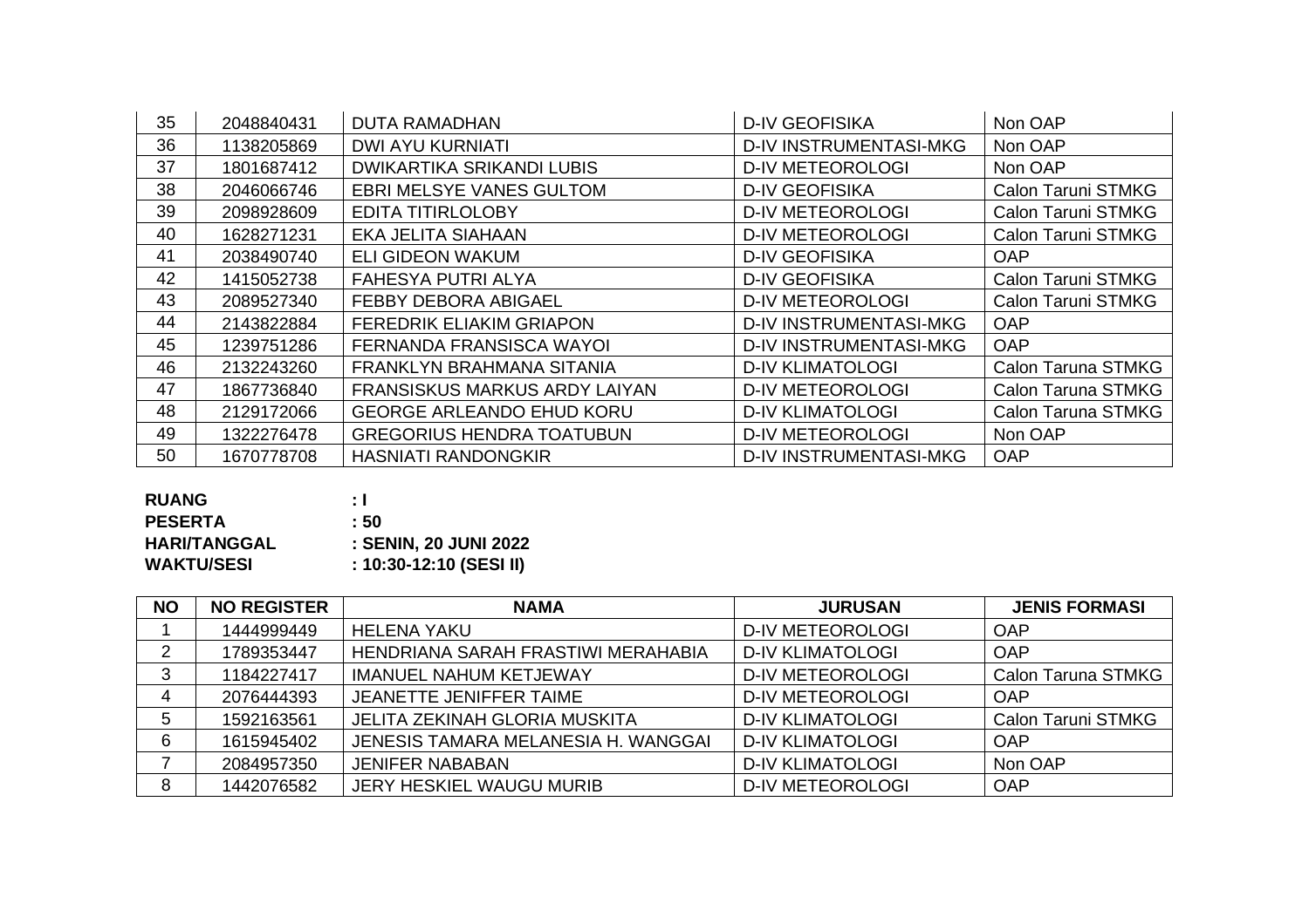| 35 | 2048840431 | DUTA RAMADHAN | D-IV GEOFISIKA | Non OAP |
|---|---|---|---|---|
| 36 | 1138205869 | DWI AYU KURNIATI | D-IV INSTRUMENTASI-MKG | Non OAP |
| 37 | 1801687412 | DWIKARTIKA SRIKANDI LUBIS | D-IV METEOROLOGI | Non OAP |
| 38 | 2046066746 | EBRI MELSYE VANES GULTOM | D-IV GEOFISIKA | Calon Taruni STMKG |
| 39 | 2098928609 | EDITA TITIRLOLOBY | D-IV METEOROLOGI | Calon Taruni STMKG |
| 40 | 1628271231 | EKA JELITA SIAHAAN | D-IV METEOROLOGI | Calon Taruni STMKG |
| 41 | 2038490740 | ELI GIDEON WAKUM | D-IV GEOFISIKA | OAP |
| 42 | 1415052738 | FAHESYA PUTRI ALYA | D-IV GEOFISIKA | Calon Taruni STMKG |
| 43 | 2089527340 | FEBBY DEBORA ABIGAEL | D-IV METEOROLOGI | Calon Taruni STMKG |
| 44 | 2143822884 | FEREDRIK ELIAKIM GRIAPON | D-IV INSTRUMENTASI-MKG | OAP |
| 45 | 1239751286 | FERNANDA FRANSISCA WAYOI | D-IV INSTRUMENTASI-MKG | OAP |
| 46 | 2132243260 | FRANKLYN BRAHMANA SITANIA | D-IV KLIMATOLOGI | Calon Taruna STMKG |
| 47 | 1867736840 | FRANSISKUS MARKUS ARDY LAIYAN | D-IV METEOROLOGI | Calon Taruna STMKG |
| 48 | 2129172066 | GEORGE ARLEANDO EHUD KORU | D-IV KLIMATOLOGI | Calon Taruna STMKG |
| 49 | 1322276478 | GREGORIUS HENDRA TOATUBUN | D-IV METEOROLOGI | Non OAP |
| 50 | 1670778708 | HASNIATI RANDONGKIR | D-IV INSTRUMENTASI-MKG | OAP |

**RUANG** : I
**PESERTA** : 50
**HARI/TANGGAL** : SENIN, 20 JUNI 2022
**WAKTU/SESI** : 10:30-12:10 (SESI II)

| NO | NO REGISTER | NAMA | JURUSAN | JENIS FORMASI |
|---|---|---|---|---|
| 1 | 1444999449 | HELENA YAKU | D-IV METEOROLOGI | OAP |
| 2 | 1789353447 | HENDRIANA SARAH FRASTIWI MERAHABIA | D-IV KLIMATOLOGI | OAP |
| 3 | 1184227417 | IMANUEL NAHUM KETJEWAY | D-IV METEOROLOGI | Calon Taruna STMKG |
| 4 | 2076444393 | JEANETTE JENIFFER TAIME | D-IV METEOROLOGI | OAP |
| 5 | 1592163561 | JELITA ZEKINAH GLORIA MUSKITA | D-IV KLIMATOLOGI | Calon Taruni STMKG |
| 6 | 1615945402 | JENESIS TAMARA MELANESIA H. WANGGAI | D-IV KLIMATOLOGI | OAP |
| 7 | 2084957350 | JENIFER NABABAN | D-IV KLIMATOLOGI | Non OAP |
| 8 | 1442076582 | JERY HESKIEL WAUGU MURIB | D-IV METEOROLOGI | OAP |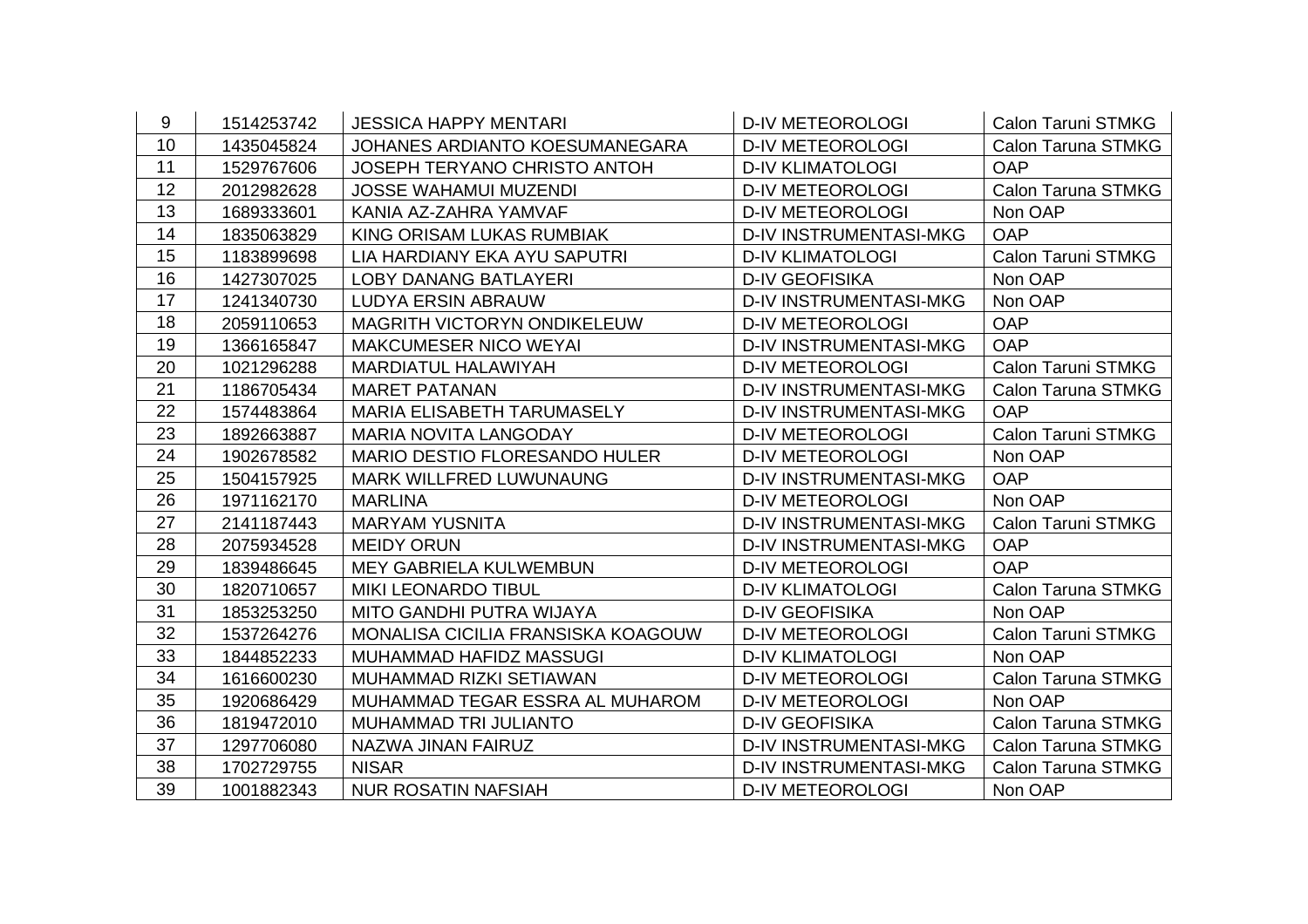| 9 | 1514253742 | JESSICA HAPPY MENTARI | D-IV METEOROLOGI | Calon Taruni STMKG |
|---|---|---|---|---|
| 10 | 1435045824 | JOHANES ARDIANTO KOESUMANEGARA | D-IV METEOROLOGI | Calon Taruna STMKG |
| 11 | 1529767606 | JOSEPH TERYANO CHRISTO ANTOH | D-IV KLIMATOLOGI | OAP |
| 12 | 2012982628 | JOSSE WAHAMUI MUZENDI | D-IV METEOROLOGI | Calon Taruna STMKG |
| 13 | 1689333601 | KANIA AZ-ZAHRA YAMVAF | D-IV METEOROLOGI | Non OAP |
| 14 | 1835063829 | KING ORISAM LUKAS RUMBIAK | D-IV INSTRUMENTASI-MKG | OAP |
| 15 | 1183899698 | LIA HARDIANY EKA AYU SAPUTRI | D-IV KLIMATOLOGI | Calon Taruni STMKG |
| 16 | 1427307025 | LOBY DANANG BATLAYERI | D-IV GEOFISIKA | Non OAP |
| 17 | 1241340730 | LUDYA ERSIN ABRAUW | D-IV INSTRUMENTASI-MKG | Non OAP |
| 18 | 2059110653 | MAGRITH VICTORYN ONDIKELEUW | D-IV METEOROLOGI | OAP |
| 19 | 1366165847 | MAKCUMESER NICO WEYAI | D-IV INSTRUMENTASI-MKG | OAP |
| 20 | 1021296288 | MARDIATUL HALAWIYAH | D-IV METEOROLOGI | Calon Taruni STMKG |
| 21 | 1186705434 | MARET PATANAN | D-IV INSTRUMENTASI-MKG | Calon Taruna STMKG |
| 22 | 1574483864 | MARIA ELISABETH TARUMASELY | D-IV INSTRUMENTASI-MKG | OAP |
| 23 | 1892663887 | MARIA NOVITA LANGODAY | D-IV METEOROLOGI | Calon Taruni STMKG |
| 24 | 1902678582 | MARIO DESTIO FLORESANDO HULER | D-IV METEOROLOGI | Non OAP |
| 25 | 1504157925 | MARK WILLFRED LUWUNAUNG | D-IV INSTRUMENTASI-MKG | OAP |
| 26 | 1971162170 | MARLINA | D-IV METEOROLOGI | Non OAP |
| 27 | 2141187443 | MARYAM YUSNITA | D-IV INSTRUMENTASI-MKG | Calon Taruni STMKG |
| 28 | 2075934528 | MEIDY ORUN | D-IV INSTRUMENTASI-MKG | OAP |
| 29 | 1839486645 | MEY GABRIELA KULWEMBUN | D-IV METEOROLOGI | OAP |
| 30 | 1820710657 | MIKI LEONARDO TIBUL | D-IV KLIMATOLOGI | Calon Taruna STMKG |
| 31 | 1853253250 | MITO GANDHI PUTRA WIJAYA | D-IV GEOFISIKA | Non OAP |
| 32 | 1537264276 | MONALISA CICILIA FRANSISKA KOAGOUW | D-IV METEOROLOGI | Calon Taruni STMKG |
| 33 | 1844852233 | MUHAMMAD HAFIDZ MASSUGI | D-IV KLIMATOLOGI | Non OAP |
| 34 | 1616600230 | MUHAMMAD RIZKI SETIAWAN | D-IV METEOROLOGI | Calon Taruna STMKG |
| 35 | 1920686429 | MUHAMMAD TEGAR ESSRA AL MUHAROM | D-IV METEOROLOGI | Non OAP |
| 36 | 1819472010 | MUHAMMAD TRI JULIANTO | D-IV GEOFISIKA | Calon Taruna STMKG |
| 37 | 1297706080 | NAZWA JINAN FAIRUZ | D-IV INSTRUMENTASI-MKG | Calon Taruna STMKG |
| 38 | 1702729755 | NISAR | D-IV INSTRUMENTASI-MKG | Calon Taruna STMKG |
| 39 | 1001882343 | NUR ROSATIN NAFSIAH | D-IV METEOROLOGI | Non OAP |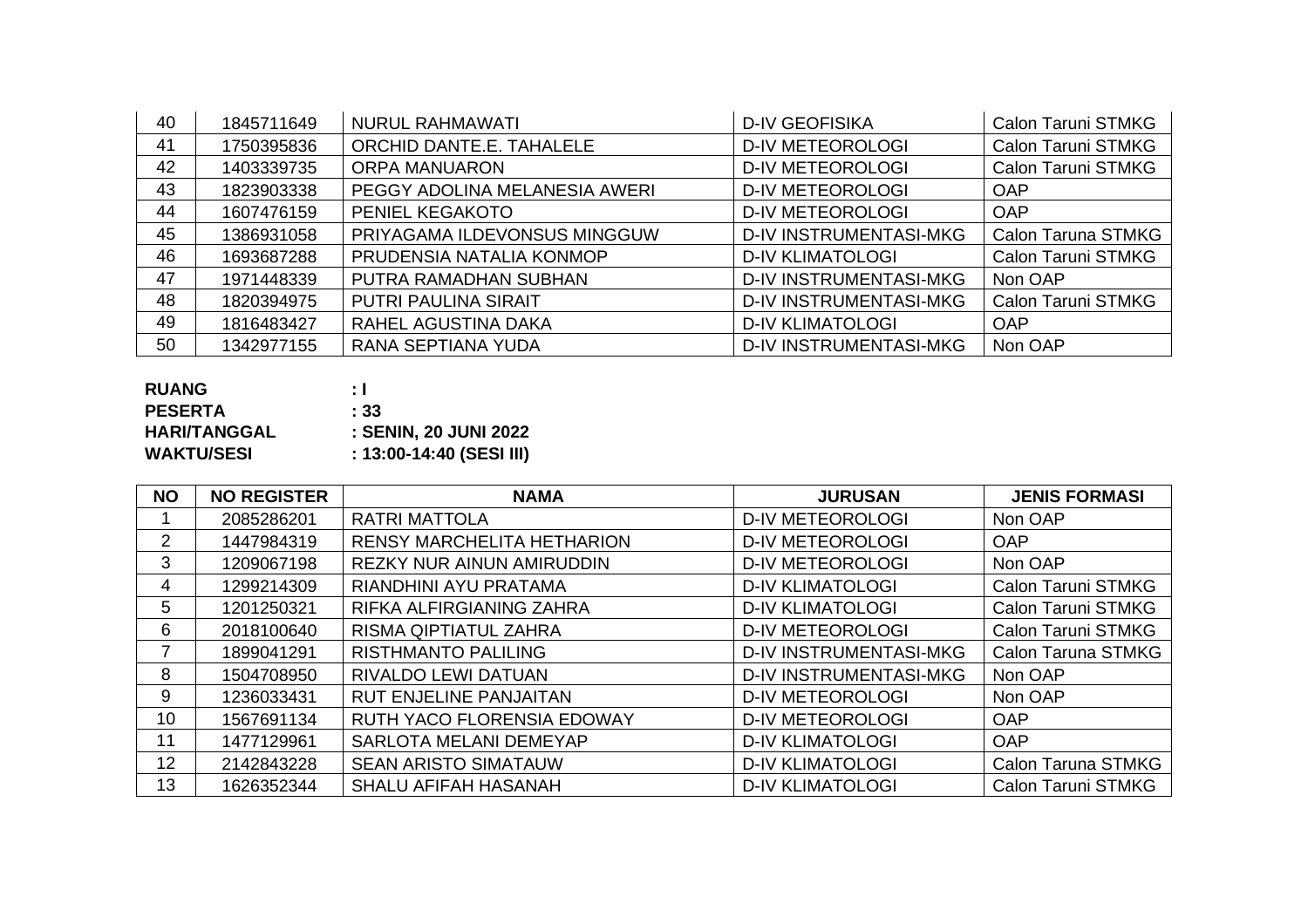| NO | NO REGISTER | NAMA | JURUSAN | JENIS FORMASI |
|---|---|---|---|---|
| 40 | 1845711649 | NURUL RAHMAWATI | D-IV GEOFISIKA | Calon Taruni STMKG |
| 41 | 1750395836 | ORCHID DANTE.E. TAHALELE | D-IV METEOROLOGI | Calon Taruni STMKG |
| 42 | 1403339735 | ORPA MANUARON | D-IV METEOROLOGI | Calon Taruni STMKG |
| 43 | 1823903338 | PEGGY ADOLINA MELANESIA AWERI | D-IV METEOROLOGI | OAP |
| 44 | 1607476159 | PENIEL KEGAKOTO | D-IV METEOROLOGI | OAP |
| 45 | 1386931058 | PRIYAGAMA ILDEVONSUS MINGGUW | D-IV INSTRUMENTASI-MKG | Calon Taruna STMKG |
| 46 | 1693687288 | PRUDENSIA NATALIA KONMOP | D-IV KLIMATOLOGI | Calon Taruni STMKG |
| 47 | 1971448339 | PUTRA RAMADHAN SUBHAN | D-IV INSTRUMENTASI-MKG | Non OAP |
| 48 | 1820394975 | PUTRI PAULINA SIRAIT | D-IV INSTRUMENTASI-MKG | Calon Taruni STMKG |
| 49 | 1816483427 | RAHEL AGUSTINA DAKA | D-IV KLIMATOLOGI | OAP |
| 50 | 1342977155 | RANA SEPTIANA YUDA | D-IV INSTRUMENTASI-MKG | Non OAP |

**RUANG** : **I**
**PESERTA** : **33**
**HARI/TANGGAL** : **SENIN, 20 JUNI 2022**
**WAKTU/SESI** : **13:00-14:40 (SESI III)**

| NO | NO REGISTER | NAMA | JURUSAN | JENIS FORMASI |
|---|---|---|---|---|
| 1 | 2085286201 | RATRI MATTOLA | D-IV METEOROLOGI | Non OAP |
| 2 | 1447984319 | RENSY MARCHELITA HETHARION | D-IV METEOROLOGI | OAP |
| 3 | 1209067198 | REZKY NUR AINUN AMIRUDDIN | D-IV METEOROLOGI | Non OAP |
| 4 | 1299214309 | RIANDHINI AYU PRATAMA | D-IV KLIMATOLOGI | Calon Taruni STMKG |
| 5 | 1201250321 | RIFKA ALFIRGIANING ZAHRA | D-IV KLIMATOLOGI | Calon Taruni STMKG |
| 6 | 2018100640 | RISMA QIPTIATUL ZAHRA | D-IV METEOROLOGI | Calon Taruni STMKG |
| 7 | 1899041291 | RISTHMANTO PALILING | D-IV INSTRUMENTASI-MKG | Calon Taruna STMKG |
| 8 | 1504708950 | RIVALDO LEWI DATUAN | D-IV INSTRUMENTASI-MKG | Non OAP |
| 9 | 1236033431 | RUT ENJELINE PANJAITAN | D-IV METEOROLOGI | Non OAP |
| 10 | 1567691134 | RUTH YACO FLORENSIA EDOWAY | D-IV METEOROLOGI | OAP |
| 11 | 1477129961 | SARLOTA MELANI DEMEYAP | D-IV KLIMATOLOGI | OAP |
| 12 | 2142843228 | SEAN ARISTO SIMATAUW | D-IV KLIMATOLOGI | Calon Taruna STMKG |
| 13 | 1626352344 | SHALU AFIFAH HASANAH | D-IV KLIMATOLOGI | Calon Taruni STMKG |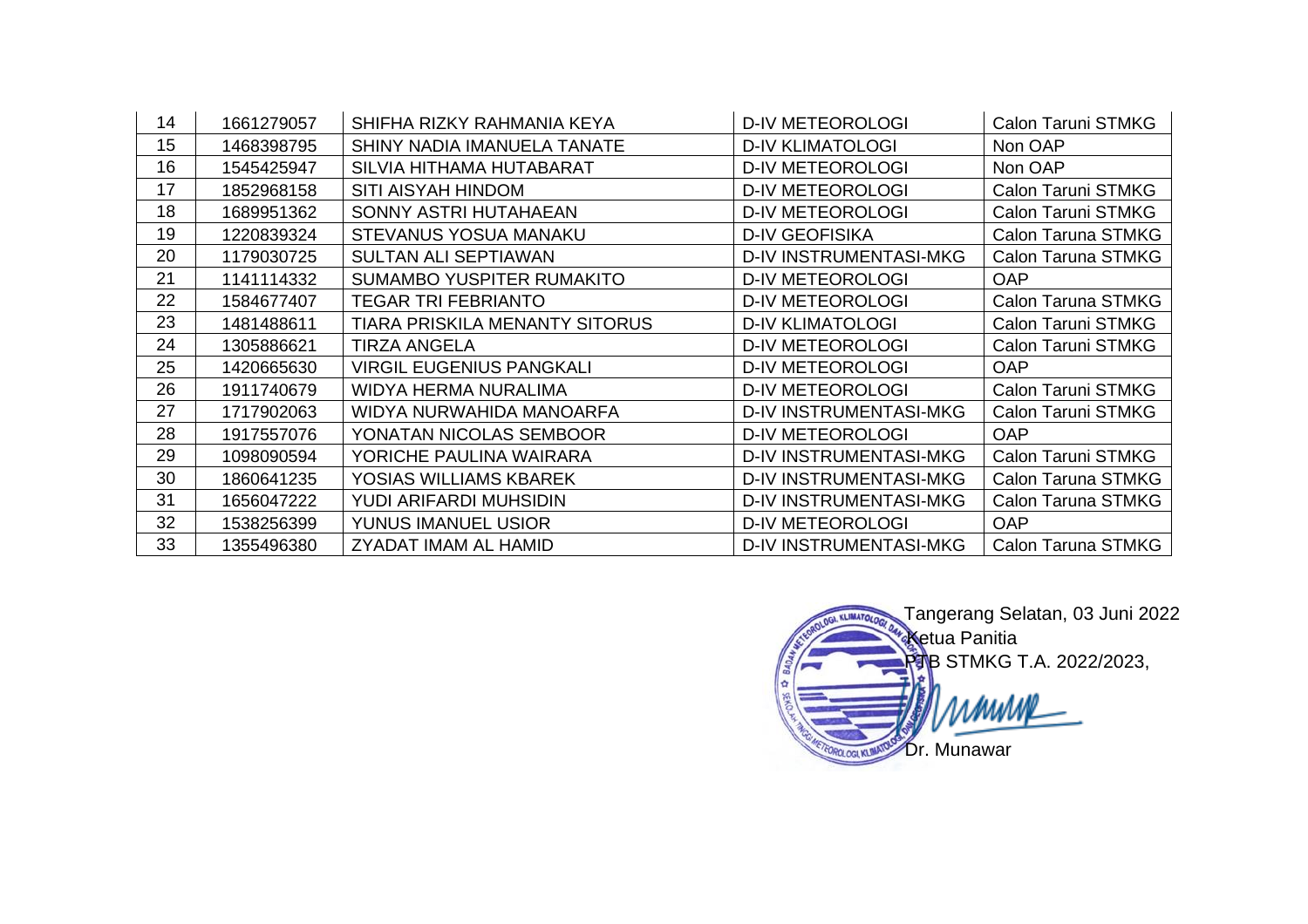| | | | | |
|---|---|---|---|---|
| 14 | 1661279057 | SHIFHA RIZKY RAHMANIA KEYA | D-IV METEOROLOGI | Calon Taruni STMKG |
| 15 | 1468398795 | SHINY NADIA IMANUELA TANATE | D-IV KLIMATOLOGI | Non OAP |
| 16 | 1545425947 | SILVIA HITHAMA HUTABARAT | D-IV METEOROLOGI | Non OAP |
| 17 | 1852968158 | SITI AISYAH HINDOM | D-IV METEOROLOGI | Calon Taruni STMKG |
| 18 | 1689951362 | SONNY ASTRI HUTAHAEAN | D-IV METEOROLOGI | Calon Taruni STMKG |
| 19 | 1220839324 | STEVANUS YOSUA MANAKU | D-IV GEOFISIKA | Calon Taruna STMKG |
| 20 | 1179030725 | SULTAN ALI SEPTIAWAN | D-IV INSTRUMENTASI-MKG | Calon Taruna STMKG |
| 21 | 1141114332 | SUMAMBO YUSPITER RUMAKITO | D-IV METEOROLOGI | OAP |
| 22 | 1584677407 | TEGAR TRI FEBRIANTO | D-IV METEOROLOGI | Calon Taruna STMKG |
| 23 | 1481488611 | TIARA PRISKILA MENANTY SITORUS | D-IV KLIMATOLOGI | Calon Taruni STMKG |
| 24 | 1305886621 | TIRZA ANGELA | D-IV METEOROLOGI | Calon Taruni STMKG |
| 25 | 1420665630 | VIRGIL EUGENIUS PANGKALI | D-IV METEOROLOGI | OAP |
| 26 | 1911740679 | WIDYA HERMA NURALIMA | D-IV METEOROLOGI | Calon Taruni STMKG |
| 27 | 1717902063 | WIDYA NURWAHIDA MANOARFA | D-IV INSTRUMENTASI-MKG | Calon Taruni STMKG |
| 28 | 1917557076 | YONATAN NICOLAS SEMBOOR | D-IV METEOROLOGI | OAP |
| 29 | 1098090594 | YORICHE PAULINA WAIRARA | D-IV INSTRUMENTASI-MKG | Calon Taruni STMKG |
| 30 | 1860641235 | YOSIAS WILLIAMS KBAREK | D-IV INSTRUMENTASI-MKG | Calon Taruna STMKG |
| 31 | 1656047222 | YUDI ARIFARDI MUHSIDIN | D-IV INSTRUMENTASI-MKG | Calon Taruna STMKG |
| 32 | 1538256399 | YUNUS IMANUEL USIOR | D-IV METEOROLOGI | OAP |
| 33 | 1355496380 | ZYADAT IMAM AL HAMID | D-IV INSTRUMENTASI-MKG | Calon Taruna STMKG |

Tangerang Selatan, 03 Juni 2022
Ketua Panitia
PTB STMKG T.A. 2022/2023,

Dr. Munawar